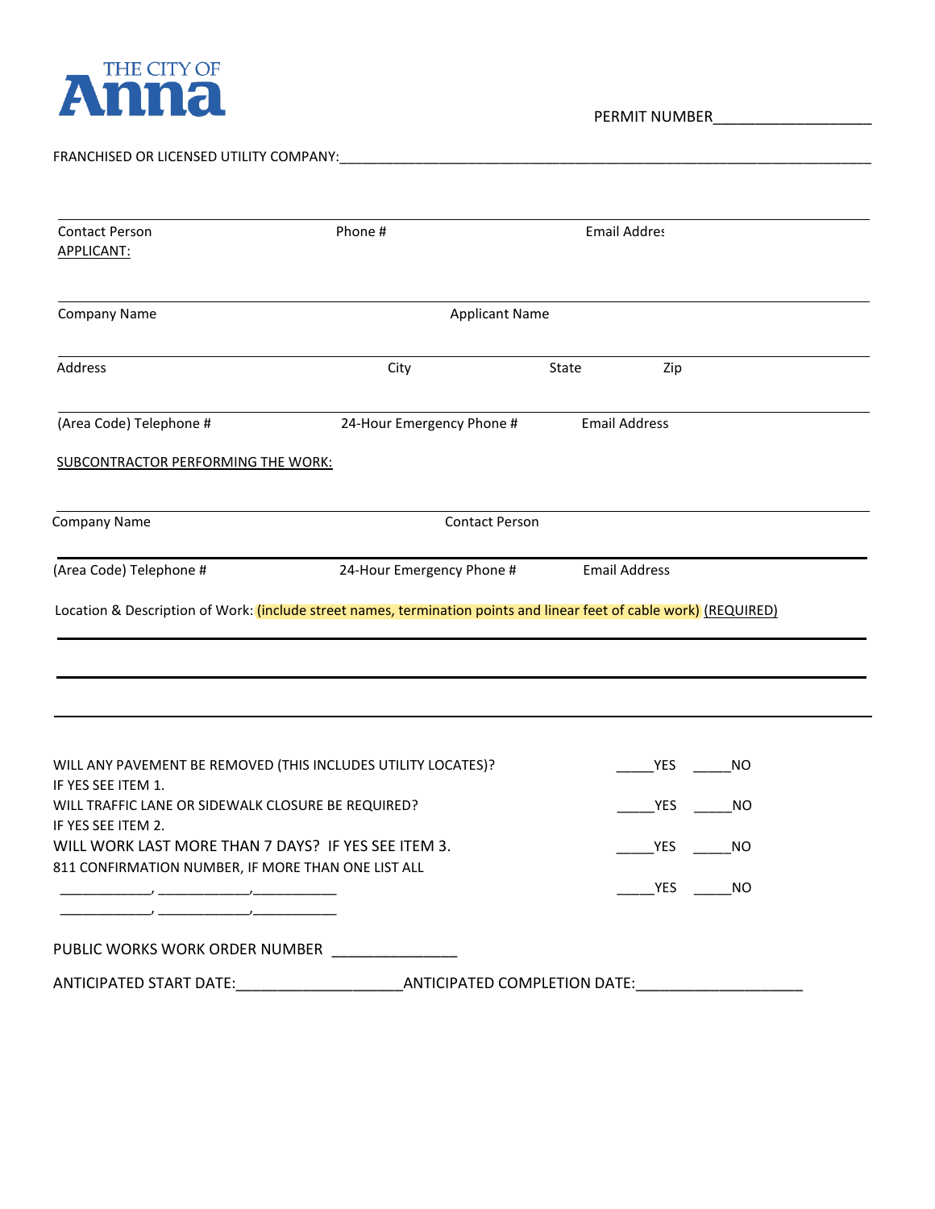THE CITY OF **Anna**

PERMIT NUMBER___________________

FRANCHISED OR LICENSED UTILITY COMPANY:___________________________________________________________________

Contact Person    Phone #    Email Addres

APPLICANT:

Company Name    Applicant Name

Address    City    State    Zip

(Area Code) Telephone #    24-Hour Emergency Phone #    Email Address

SUBCONTRACTOR PERFORMING THE WORK:

Company Name    Contact Person

(Area Code) Telephone #    24-Hour Emergency Phone #    Email Address

Location & Description of Work: (include street names, termination points and linear feet of cable work) (REQUIRED)

| | | |
|---|---|---|
| WILL ANY PAVEMENT BE REMOVED (THIS INCLUDES UTILITY LOCATES)? IF YES SEE ITEM 1. | _____YES | _____NO |
| WILL TRAFFIC LANE OR SIDEWALK CLOSURE BE REQUIRED? IF YES SEE ITEM 2. | _____YES | _____NO |
| WILL WORK LAST MORE THAN 7 DAYS? IF YES SEE ITEM 3. | _____YES | _____NO |
| 811 CONFIRMATION NUMBER, IF MORE THAN ONE LIST ALL ____________, ____________,___________ ____________, ____________,___________ | _____YES | _____NO |

PUBLIC WORKS WORK ORDER NUMBER _______________

ANTICIPATED START DATE:____________________ANTICIPATED COMPLETION DATE:____________________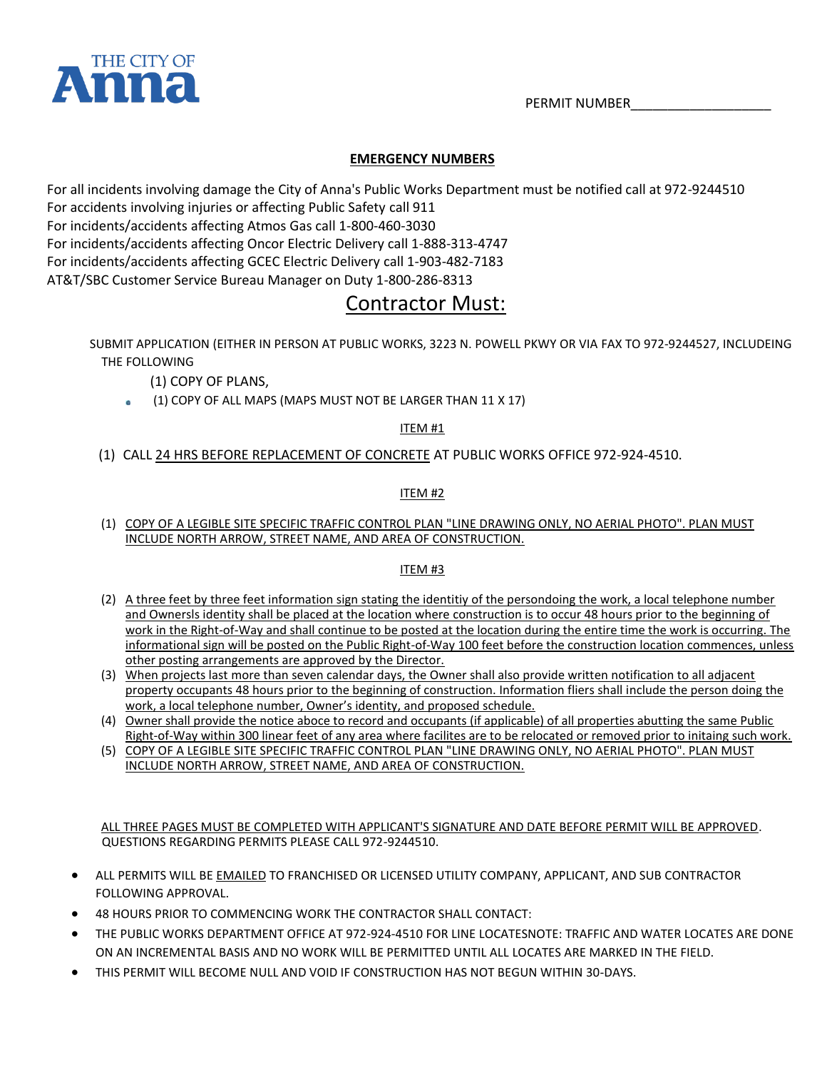THE CITY OF **Anna**

PERMIT NUMBER___________________

## EMERGENCY NUMBERS

For all incidents involving damage the City of Anna's Public Works Department must be notified call at 972-9244510
For accidents involving injuries or affecting Public Safety call 911
For incidents/accidents affecting Atmos Gas call 1-800-460-3030
For incidents/accidents affecting Oncor Electric Delivery call 1-888-313-4747
For incidents/accidents affecting GCEC Electric Delivery call 1-903-482-7183
AT&T/SBC Customer Service Bureau Manager on Duty 1-800-286-8313

## Contractor Must:

SUBMIT APPLICATION (EITHER IN PERSON AT PUBLIC WORKS, 3223 N. POWELL PKWY OR VIA FAX TO 972-9244527, INCLUDEING THE FOLLOWING

(1) COPY OF PLANS,

- (1) COPY OF ALL MAPS (MAPS MUST NOT BE LARGER THAN 11 X 17)

ITEM #1

(1) CALL 24 HRS BEFORE REPLACEMENT OF CONCRETE AT PUBLIC WORKS OFFICE 972-924-4510.

ITEM #2

(1) COPY OF A LEGIBLE SITE SPECIFIC TRAFFIC CONTROL PLAN "LINE DRAWING ONLY, NO AERIAL PHOTO". PLAN MUST INCLUDE NORTH ARROW, STREET NAME, AND AREA OF CONSTRUCTION.

ITEM #3

(2) A three feet by three feet information sign stating the identitiy of the persondoing the work, a local telephone number and Ownersls identity shall be placed at the location where construction is to occur 48 hours prior to the beginning of work in the Right-of-Way and shall continue to be posted at the location during the entire time the work is occurring. The informational sign will be posted on the Public Right-of-Way 100 feet before the construction location commences, unless other posting arrangements are approved by the Director.
(3) When projects last more than seven calendar days, the Owner shall also provide written notification to all adjacent property occupants 48 hours prior to the beginning of construction. Information fliers shall include the person doing the work, a local telephone number, Owner's identity, and proposed schedule.
(4) Owner shall provide the notice aboce to record and occupants (if applicable) of all properties abutting the same Public Right-of-Way within 300 linear feet of any area where facilites are to be relocated or removed prior to initaing such work.
(5) COPY OF A LEGIBLE SITE SPECIFIC TRAFFIC CONTROL PLAN "LINE DRAWING ONLY, NO AERIAL PHOTO". PLAN MUST INCLUDE NORTH ARROW, STREET NAME, AND AREA OF CONSTRUCTION.

ALL THREE PAGES MUST BE COMPLETED WITH APPLICANT'S SIGNATURE AND DATE BEFORE PERMIT WILL BE APPROVED. QUESTIONS REGARDING PERMITS PLEASE CALL 972-9244510.

- ALL PERMITS WILL BE EMAILED TO FRANCHISED OR LICENSED UTILITY COMPANY, APPLICANT, AND SUB CONTRACTOR FOLLOWING APPROVAL.
- 48 HOURS PRIOR TO COMMENCING WORK THE CONTRACTOR SHALL CONTACT:
- THE PUBLIC WORKS DEPARTMENT OFFICE AT 972-924-4510 FOR LINE LOCATESNOTE: TRAFFIC AND WATER LOCATES ARE DONE ON AN INCREMENTAL BASIS AND NO WORK WILL BE PERMITTED UNTIL ALL LOCATES ARE MARKED IN THE FIELD.
- THIS PERMIT WILL BECOME NULL AND VOID IF CONSTRUCTION HAS NOT BEGUN WITHIN 30-DAYS.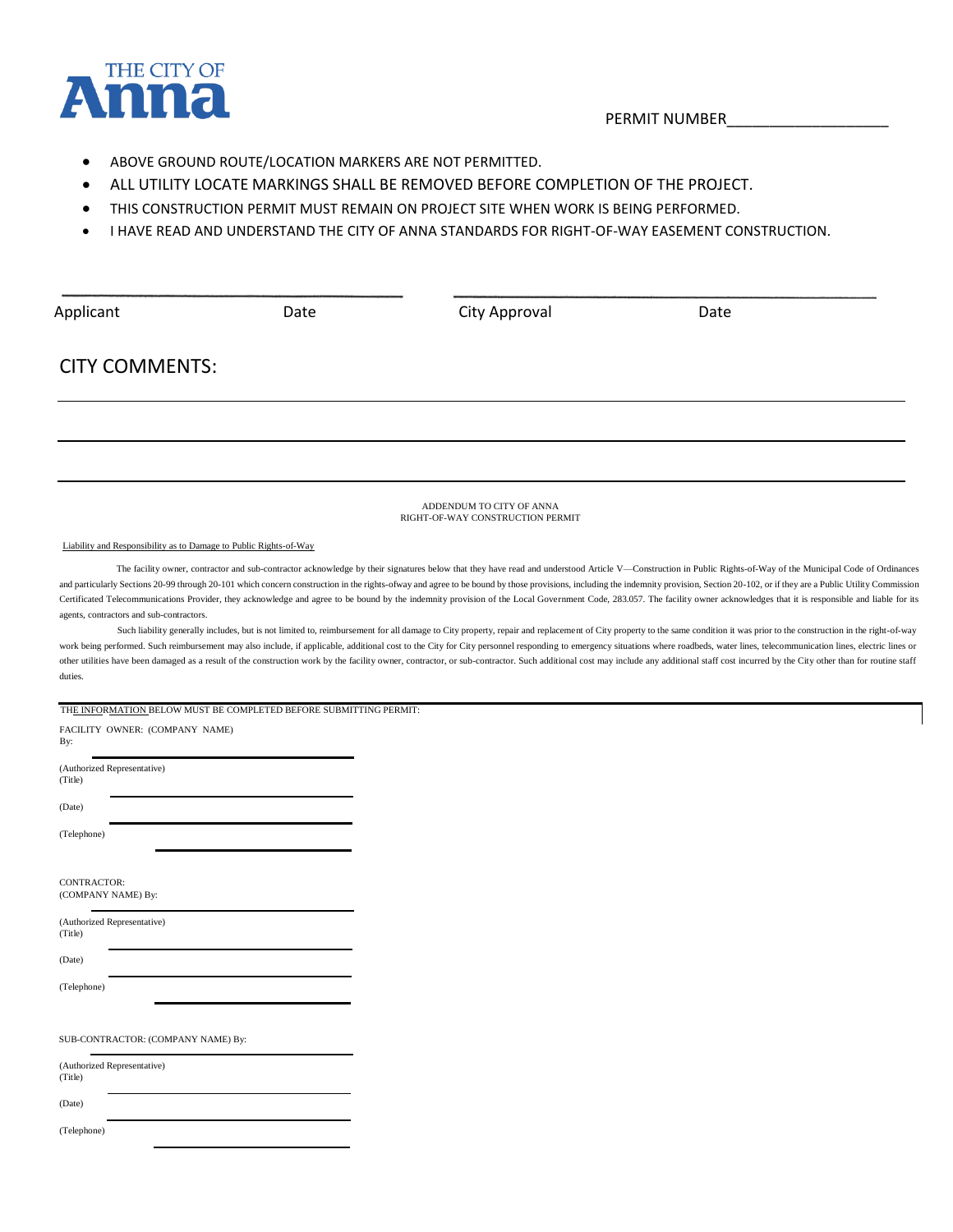THE CITY OF **Anna**

PERMIT NUMBER___________________

- ABOVE GROUND ROUTE/LOCATION MARKERS ARE NOT PERMITTED.
- ALL UTILITY LOCATE MARKINGS SHALL BE REMOVED BEFORE COMPLETION OF THE PROJECT.
- THIS CONSTRUCTION PERMIT MUST REMAIN ON PROJECT SITE WHEN WORK IS BEING PERFORMED.
- I HAVE READ AND UNDERSTAND THE CITY OF ANNA STANDARDS FOR RIGHT-OF-WAY EASEMENT CONSTRUCTION.

_______________________________ _______________________________

Applicant Date City Approval Date

## CITY COMMENTS:

_______________________________________________________________

_______________________________________________________________

_______________________________________________________________

ADDENDUM TO CITY OF ANNA
RIGHT-OF-WAY CONSTRUCTION PERMIT

Liability and Responsibility as to Damage to Public Rights-of-Way

The facility owner, contractor and sub-contractor acknowledge by their signatures below that they have read and understood Article V—Construction in Public Rights-of-Way of the Municipal Code of Ordinances and particularly Sections 20-99 through 20-101 which concern construction in the rights-ofway and agree to be bound by those provisions, including the indemnity provision, Section 20-102, or if they are a Public Utility Commission Certificated Telecommunications Provider, they acknowledge and agree to be bound by the indemnity provision of the Local Government Code, 283.057. The facility owner acknowledges that it is responsible and liable for its agents, contractors and sub-contractors.

Such liability generally includes, but is not limited to, reimbursement for all damage to City property, repair and replacement of City property to the same condition it was prior to the construction in the right-of-way work being performed. Such reimbursement may also include, if applicable, additional cost to the City for City personnel responding to emergency situations where roadbeds, water lines, telecommunication lines, electric lines or other utilities have been damaged as a result of the construction work by the facility owner, contractor, or sub-contractor. Such additional cost may include any additional staff cost incurred by the City other than for routine staff duties.

THE INFORMATION BELOW MUST BE COMPLETED BEFORE SUBMITTING PERMIT:

FACILITY OWNER: (COMPANY NAME)
By: _______________________________

(Authorized Representative)
(Title) _______________________________

(Date) _______________________________

(Telephone) _______________________________

CONTRACTOR:
(COMPANY NAME) By: _______________________________

(Authorized Representative)
(Title) _______________________________

(Date) _______________________________

(Telephone) _______________________________

SUB-CONTRACTOR: (COMPANY NAME) By: _______________________________

(Authorized Representative)
(Title) _______________________________

(Date) _______________________________

(Telephone) _______________________________